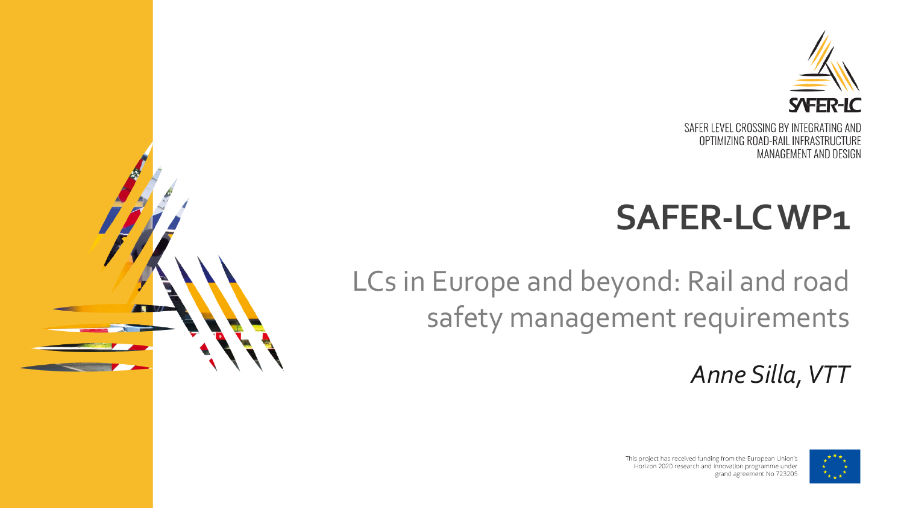SAFER-LC

SAFER LEVEL CROSSING BY INTEGRATING AND OPTIMIZING ROAD-RAIL INFRASTRUCTURE MANAGEMENT AND DESIGN

# SAFER-LC WP1

## LCs in Europe and beyond: Rail and road safety management requirements

*Anne Silla, VTT*

This project has received funding from the European Union's Horizon 2020 research and innovation programme under grand agreement No 723205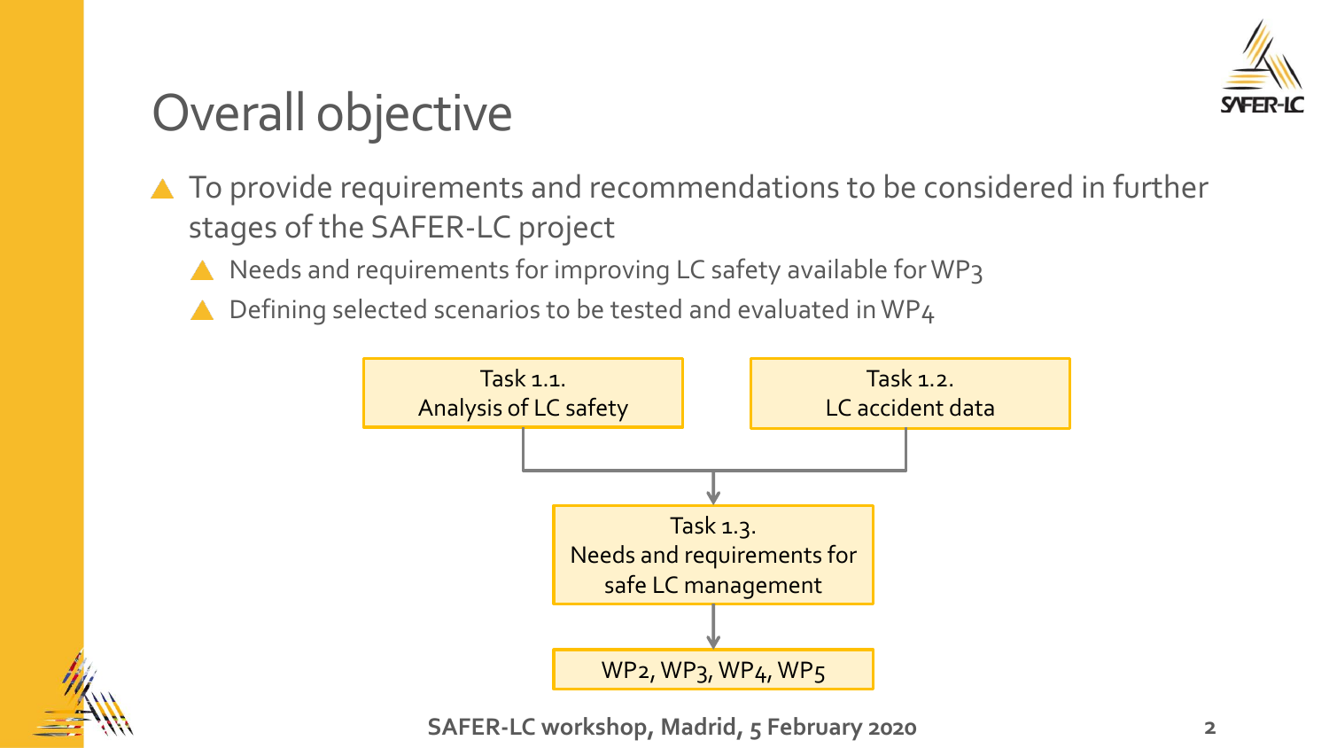# Overall objective

- To provide requirements and recommendations to be considered in further stages of the SAFER-LC project
  - Needs and requirements for improving LC safety available for WP3
  - Defining selected scenarios to be tested and evaluated in WP4

Task 1.1.
Analysis of LC safety

Task 1.2.
LC accident data

Task 1.3.
Needs and requirements for safe LC management

WP2, WP3, WP4, WP5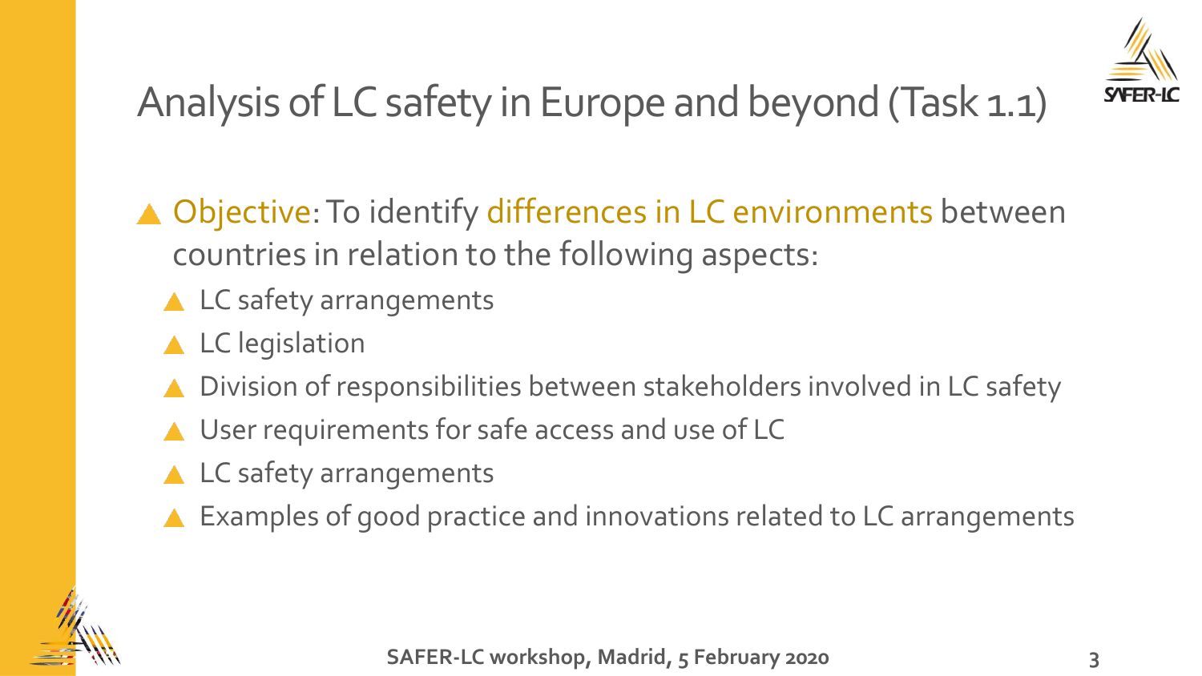# Analysis of LC safety in Europe and beyond (Task 1.1)

- Objective: To identify differences in LC environments between countries in relation to the following aspects:
  - LC safety arrangements
  - LC legislation
  - Division of responsibilities between stakeholders involved in LC safety
  - User requirements for safe access and use of LC
  - LC safety arrangements
  - Examples of good practice and innovations related to LC arrangements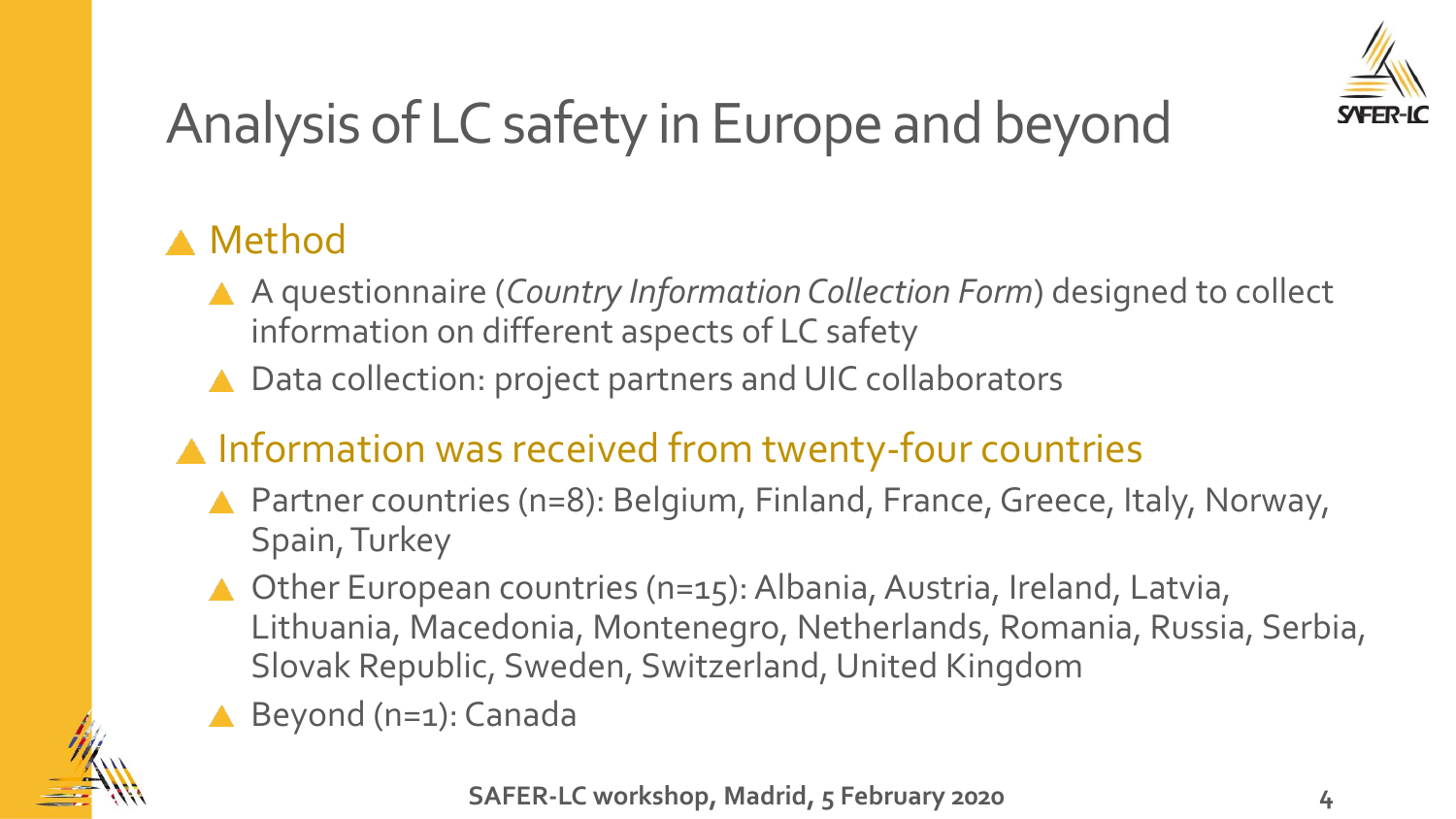# Analysis of LC safety in Europe and beyond

- Method
  - A questionnaire (*Country Information Collection Form*) designed to collect information on different aspects of LC safety
  - Data collection: project partners and UIC collaborators
- Information was received from twenty-four countries
  - Partner countries (n=8): Belgium, Finland, France, Greece, Italy, Norway, Spain, Turkey
  - Other European countries (n=15): Albania, Austria, Ireland, Latvia, Lithuania, Macedonia, Montenegro, Netherlands, Romania, Russia, Serbia, Slovak Republic, Sweden, Switzerland, United Kingdom
  - Beyond (n=1): Canada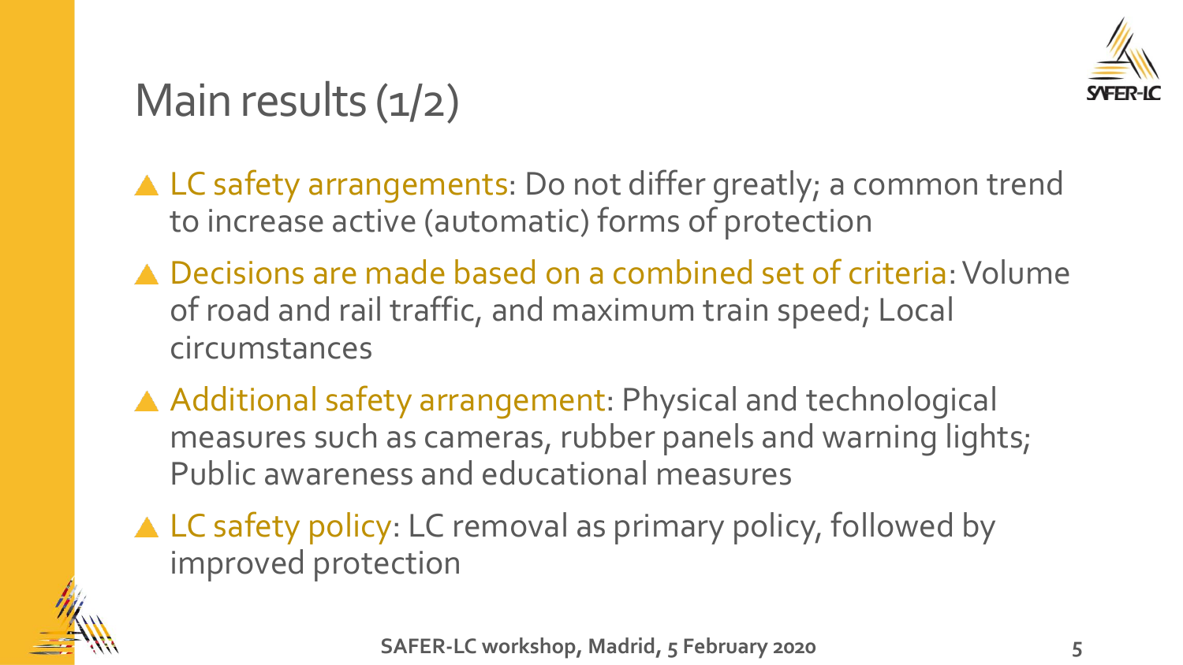# Main results (1/2)

- **LC safety arrangements**: Do not differ greatly; a common trend to increase active (automatic) forms of protection
- **Decisions are made based on a combined set of criteria**: Volume of road and rail traffic, and maximum train speed; Local circumstances
- **Additional safety arrangement**: Physical and technological measures such as cameras, rubber panels and warning lights; Public awareness and educational measures
- **LC safety policy**: LC removal as primary policy, followed by improved protection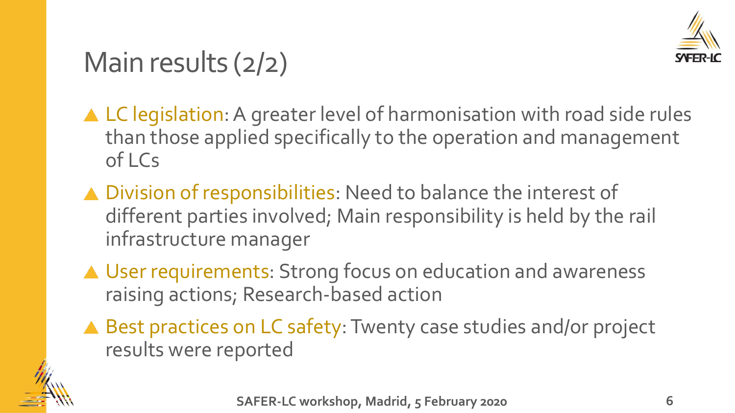# Main results (2/2)

- LC legislation: A greater level of harmonisation with road side rules than those applied specifically to the operation and management of LCs
- Division of responsibilities: Need to balance the interest of different parties involved; Main responsibility is held by the rail infrastructure manager
- User requirements: Strong focus on education and awareness raising actions; Research-based action
- Best practices on LC safety: Twenty case studies and/or project results were reported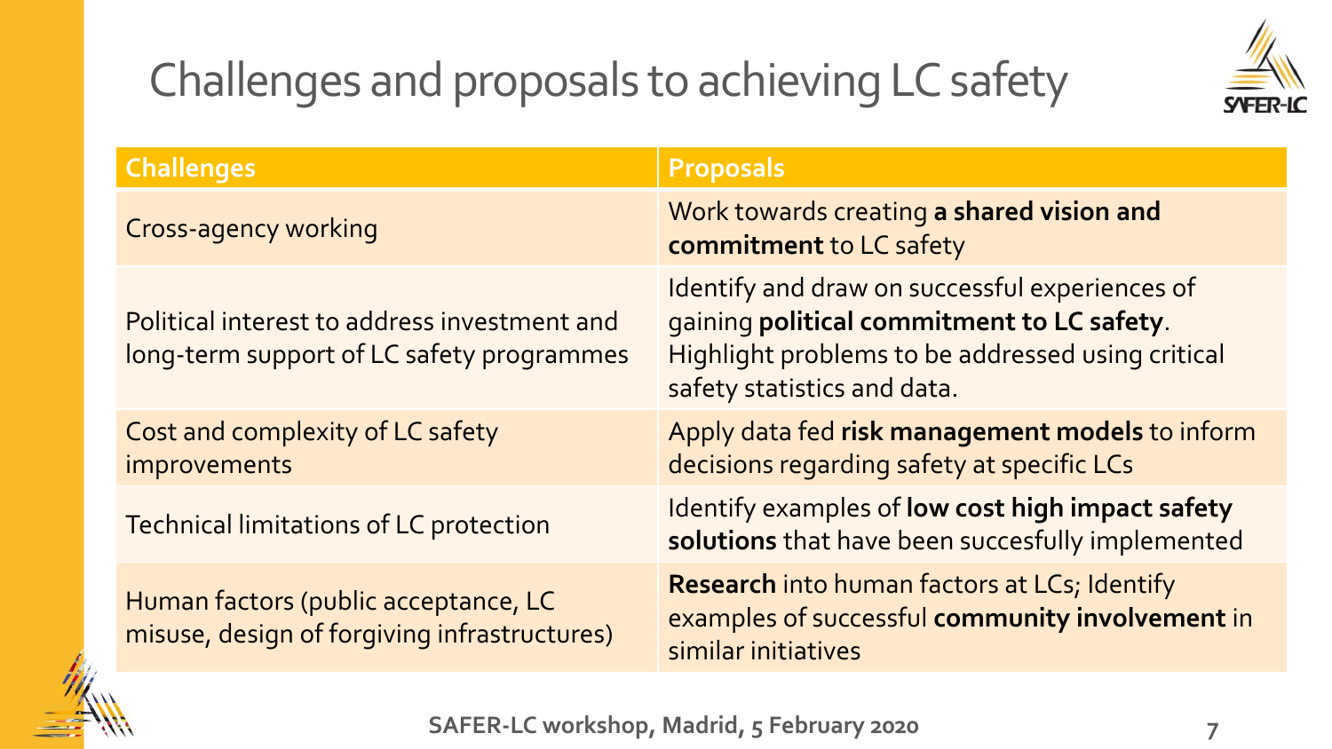# Challenges and proposals to achieving LC safety

| Challenges | Proposals |
|---|---|
| Cross-agency working | Work towards creating **a shared vision and commitment** to LC safety |
| Political interest to address investment and long-term support of LC safety programmes | Identify and draw on successful experiences of gaining **political commitment to LC safety**. Highlight problems to be addressed using critical safety statistics and data. |
| Cost and complexity of LC safety improvements | Apply data fed **risk management models** to inform decisions regarding safety at specific LCs |
| Technical limitations of LC protection | Identify examples of **low cost high impact safety solutions** that have been succesfully implemented |
| Human factors (public acceptance, LC misuse, design of forgiving infrastructures) | **Research** into human factors at LCs; Identify examples of successful **community involvement** in similar initiatives |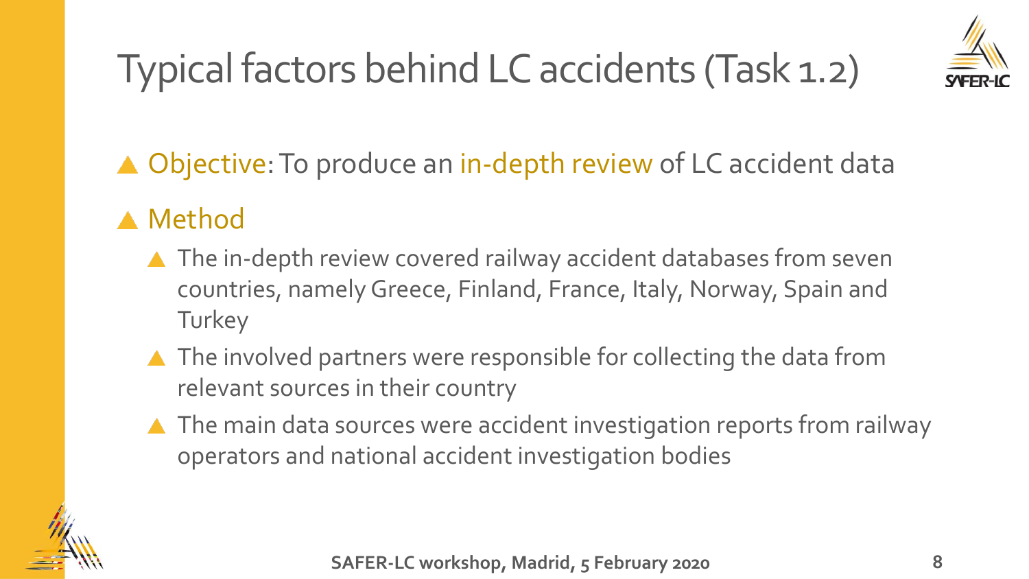# Typical factors behind LC accidents (Task 1.2)

- Objective: To produce an in-depth review of LC accident data
- Method
  - The in-depth review covered railway accident databases from seven countries, namely Greece, Finland, France, Italy, Norway, Spain and Turkey
  - The involved partners were responsible for collecting the data from relevant sources in their country
  - The main data sources were accident investigation reports from railway operators and national accident investigation bodies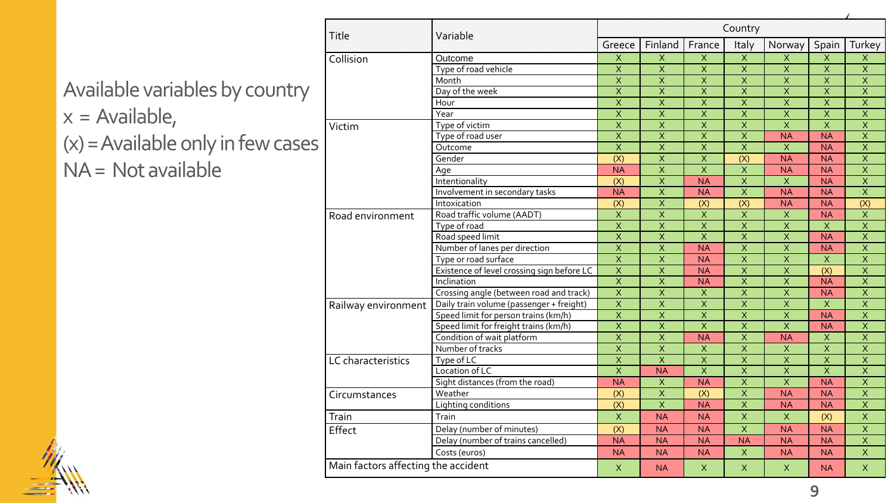Available variables by country
x = Available,
(x) = Available only in few cases
NA = Not available

| Title | Variable | Country | | | | | | |
|---|---|---|---|---|---|---|---|---|
| | | Greece | Finland | France | Italy | Norway | Spain | Turkey |
| Collision | Outcome | X | X | X | X | X | X | X |
| | Type of road vehicle | X | X | X | X | X | X | X |
| | Month | X | X | X | X | X | X | X |
| | Day of the week | X | X | X | X | X | X | X |
| | Hour | X | X | X | X | X | X | X |
| | Year | X | X | X | X | X | X | X |
| Victim | Type of victim | X | X | X | X | X | X | X |
| | Type of road user | X | X | X | X | NA | NA | X |
| | Outcome | X | X | X | X | X | NA | X |
| | Gender | (X) | X | X | (X) | NA | NA | X |
| | Age | NA | X | X | X | NA | NA | X |
| | Intentionality | (X) | X | NA | X | X | NA | X |
| | Involvement in secondary tasks | NA | X | NA | X | NA | NA | X |
| | Intoxication | (X) | X | (X) | (X) | NA | NA | (X) |
| Road environment | Road traffic volume (AADT) | X | X | X | X | X | NA | X |
| | Type of road | X | X | X | X | X | X | X |
| | Road speed limit | X | X | X | X | X | NA | X |
| | Number of lanes per direction | X | X | NA | X | X | NA | X |
| | Type or road surface | X | X | NA | X | X | X | X |
| | Existence of level crossing sign before LC | X | X | NA | X | X | (X) | X |
| | Inclination | X | X | NA | X | X | NA | X |
| | Crossing angle (between road and track) | X | X | X | X | X | NA | X |
| Railway environment | Daily train volume (passenger + freight) | X | X | X | X | X | X | X |
| | Speed limit for person trains (km/h) | X | X | X | X | X | NA | X |
| | Speed limit for freight trains (km/h) | X | X | X | X | X | NA | X |
| | Condition of wait platform | X | X | NA | X | NA | X | X |
| | Number of tracks | X | X | X | X | X | X | X |
| LC characteristics | Type of LC | X | X | X | X | X | X | X |
| | Location of LC | X | NA | X | X | X | X | X |
| | Sight distances (from the road) | NA | X | NA | X | X | NA | X |
| Circumstances | Weather | (X) | X | (X) | X | NA | NA | X |
| | Lighting conditions | (X) | X | NA | X | NA | NA | X |
| Train | Train | X | NA | NA | X | X | (X) | X |
| Effect | Delay (number of minutes) | (X) | NA | NA | X | NA | NA | X |
| | Delay (number of trains cancelled) | NA | NA | NA | NA | NA | NA | X |
| | Costs (euros) | NA | NA | NA | X | NA | NA | X |
| Main factors affecting the accident | | X | NA | X | X | X | NA | X |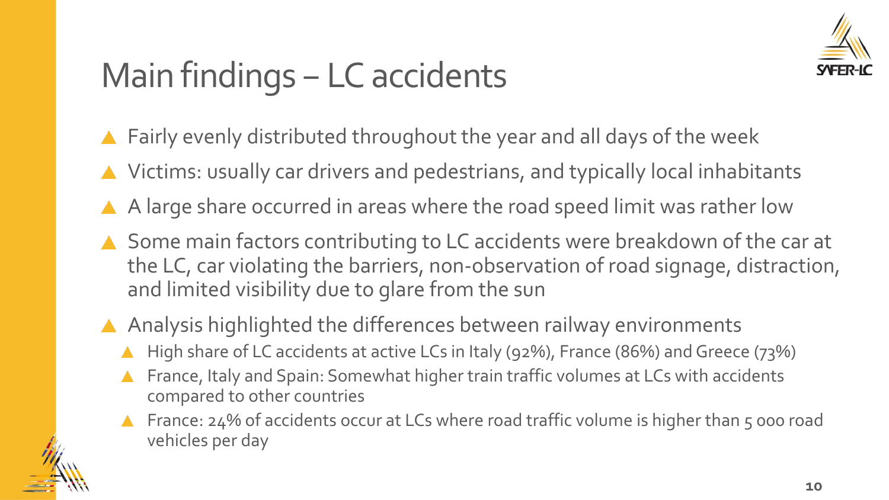# Main findings – LC accidents

- Fairly evenly distributed throughout the year and all days of the week
- Victims: usually car drivers and pedestrians, and typically local inhabitants
- A large share occurred in areas where the road speed limit was rather low
- Some main factors contributing to LC accidents were breakdown of the car at the LC, car violating the barriers, non-observation of road signage, distraction, and limited visibility due to glare from the sun
- Analysis highlighted the differences between railway environments
  - High share of LC accidents at active LCs in Italy (92%), France (86%) and Greece (73%)
  - France, Italy and Spain: Somewhat higher train traffic volumes at LCs with accidents compared to other countries
  - France: 24% of accidents occur at LCs where road traffic volume is higher than 5 000 road vehicles per day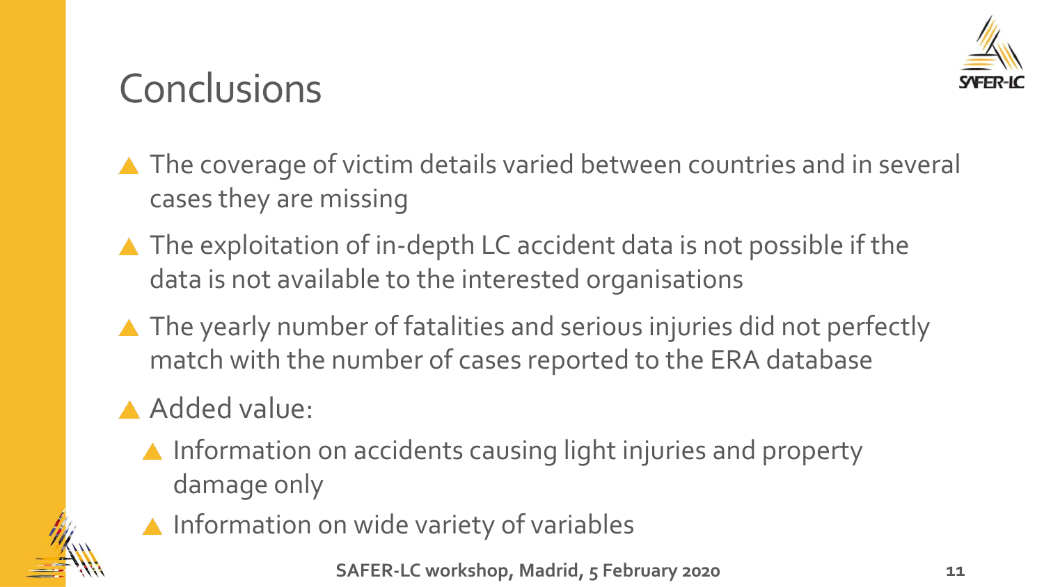# Conclusions

- The coverage of victim details varied between countries and in several cases they are missing
- The exploitation of in-depth LC accident data is not possible if the data is not available to the interested organisations
- The yearly number of fatalities and serious injuries did not perfectly match with the number of cases reported to the ERA database
- Added value:
  - Information on accidents causing light injuries and property damage only
  - Information on wide variety of variables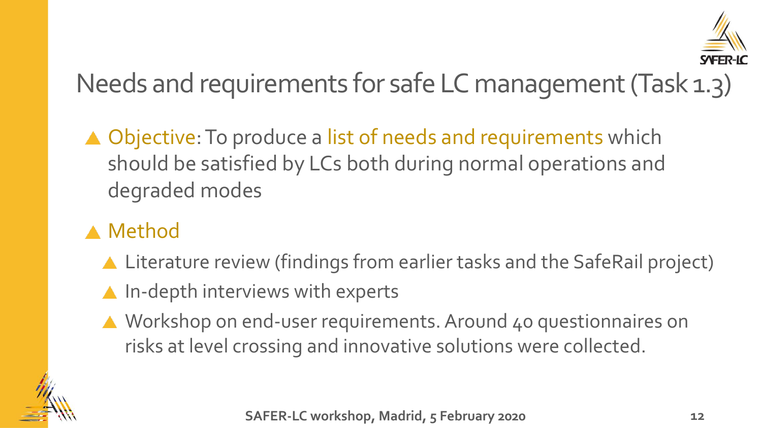# Needs and requirements for safe LC management (Task 1.3)

- Objective: To produce a list of needs and requirements which should be satisfied by LCs both during normal operations and degraded modes
- Method
  - Literature review (findings from earlier tasks and the SafeRail project)
  - In-depth interviews with experts
  - Workshop on end-user requirements. Around 40 questionnaires on risks at level crossing and innovative solutions were collected.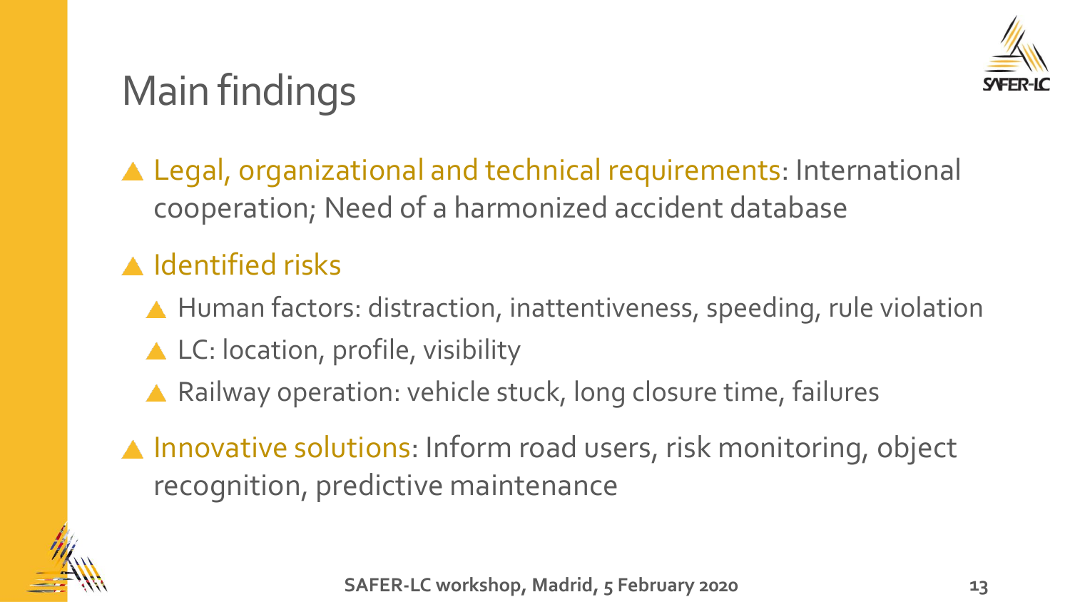# Main findings

- Legal, organizational and technical requirements: International cooperation; Need of a harmonized accident database
- Identified risks
  - Human factors: distraction, inattentiveness, speeding, rule violation
  - LC: location, profile, visibility
  - Railway operation: vehicle stuck, long closure time, failures
- Innovative solutions: Inform road users, risk monitoring, object recognition, predictive maintenance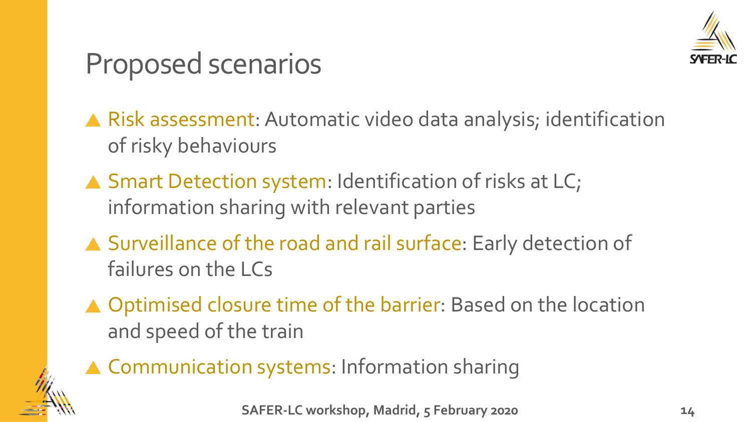# Proposed scenarios

- Risk assessment: Automatic video data analysis; identification of risky behaviours
- Smart Detection system: Identification of risks at LC; information sharing with relevant parties
- Surveillance of the road and rail surface: Early detection of failures on the LCs
- Optimised closure time of the barrier: Based on the location and speed of the train
- Communication systems: Information sharing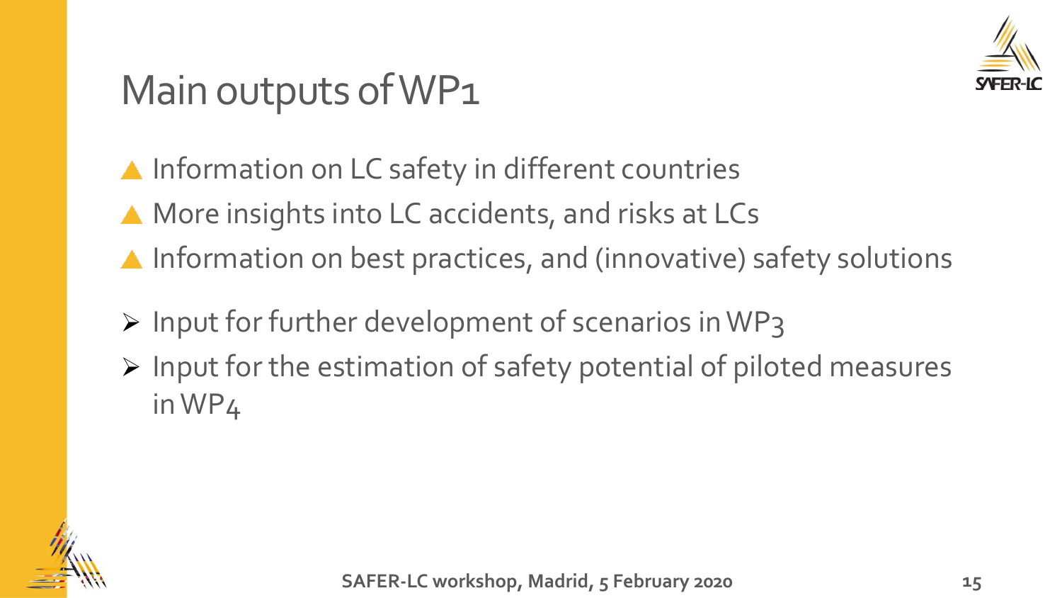# Main outputs of WP1

- Information on LC safety in different countries
- More insights into LC accidents, and risks at LCs
- Information on best practices, and (innovative) safety solutions

- Input for further development of scenarios in WP3
- Input for the estimation of safety potential of piloted measures in WP4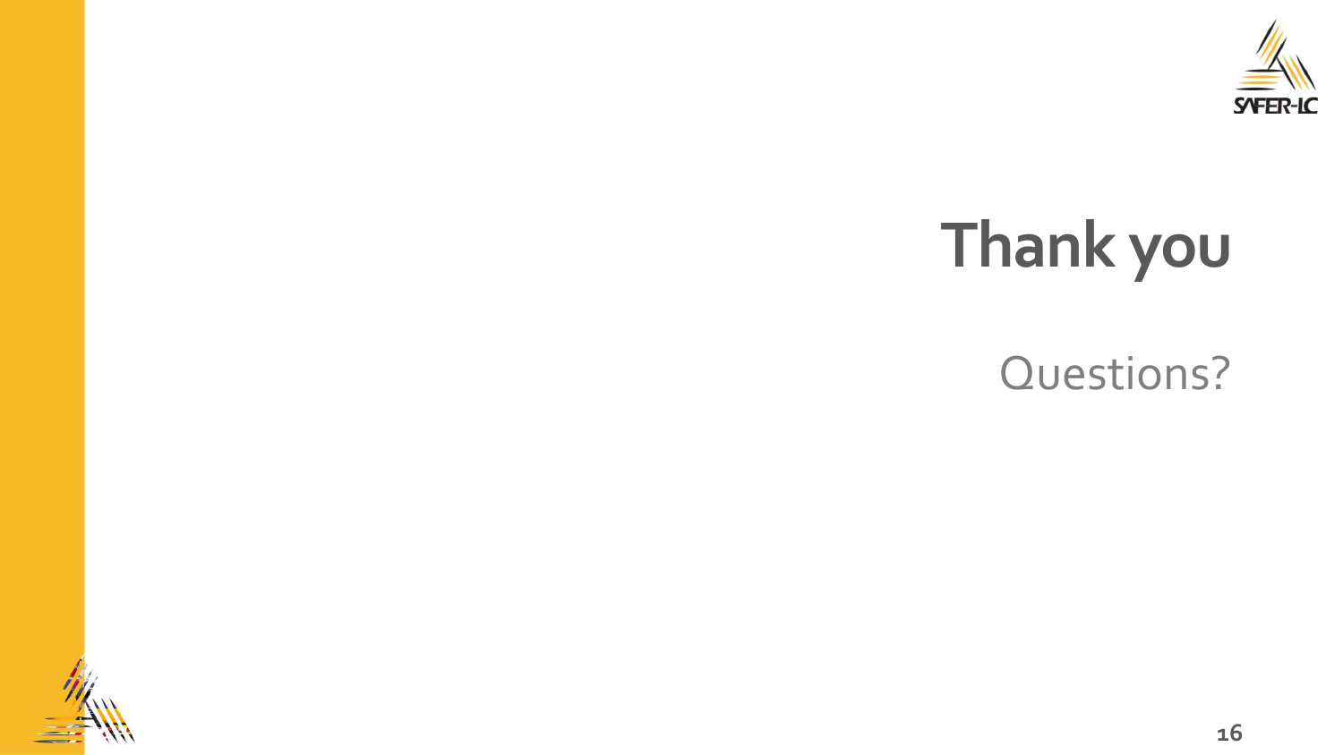# Thank you

Questions?